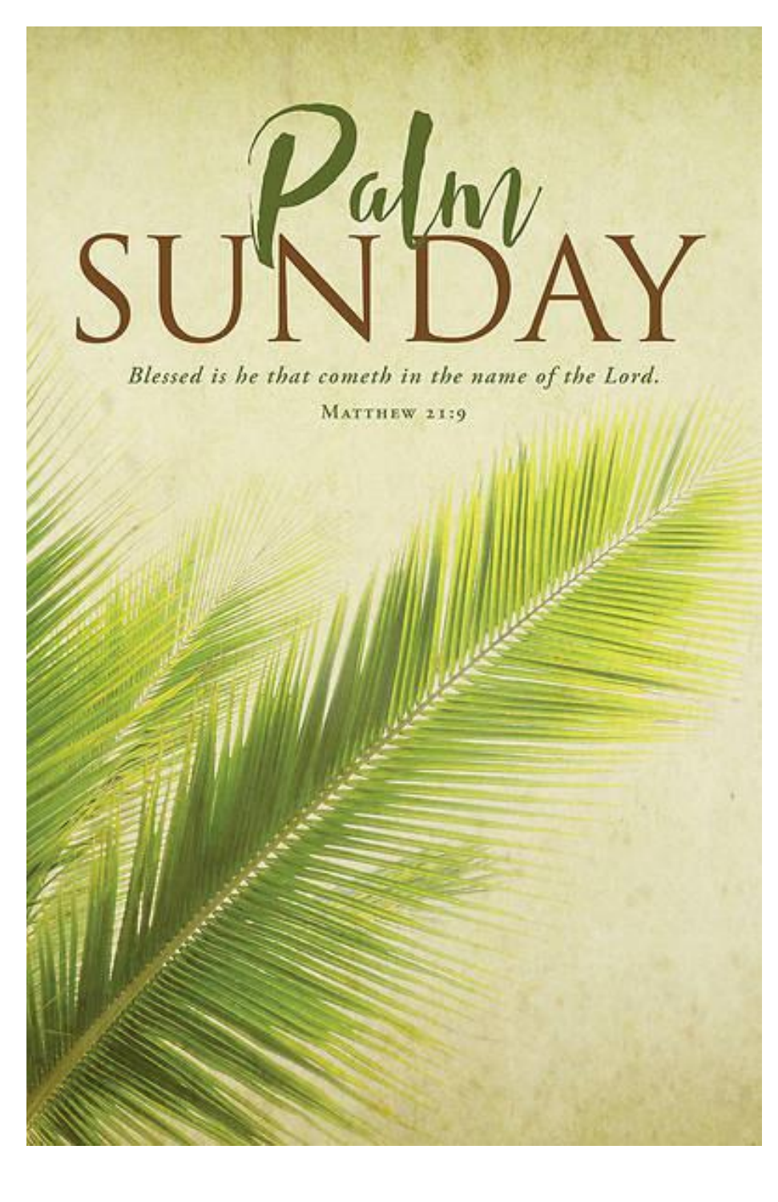# Palm SUNDAY

*Blessed is he that cometh in the name of the Lord.*

Matthew 21:9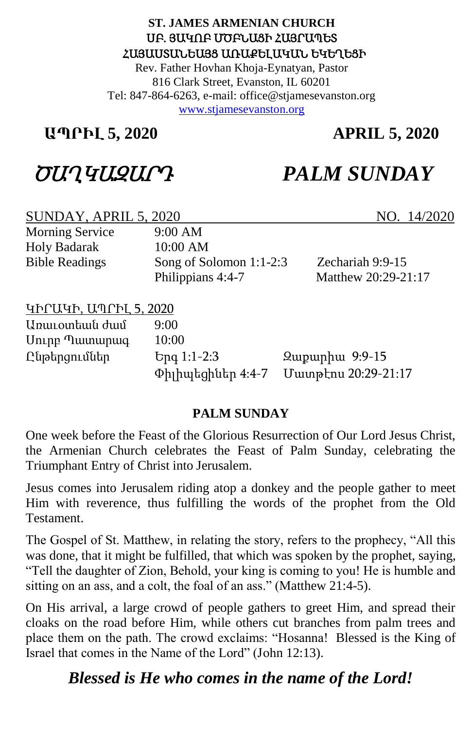**ST. JAMES ARMENIAN CHURCH**
**ՍԲ. ՅԱԿՈԲ ՄԾԲՆԱՑԻ ՀԱՅՐԱՊԵՏ**
**ՀԱՅԱՍՏԱՆԵԱՅՑ ԱՌԱՔԵԼԱԿԱՆ ԵԿԵՂԵՑԻ**
Rev. Father Hovhan Khoja-Eynatyan, Pastor
816 Clark Street, Evanston, IL 60201
Tel: 847-864-6263, e-mail: office@stjamesevanston.org
www.stjamesevanston.org

## ԱՊՐԻԼ 5, 2020 APRIL 5, 2020

# *ԾԱՂԿԱԶԱՐԴ* *PALM SUNDAY*

SUNDAY, APRIL 5, 2020 NO. 14/2020

| | | |
|---|---|---|
| Morning Service | 9:00 AM | |
| Holy Badarak | 10:00 AM | |
| Bible Readings | Song of Solomon 1:1-2:3 | Zechariah 9:9-15 |
| | Philippians 4:4-7 | Matthew 20:29-21:17 |

ԿԻՐԱԿԻ, ԱՊՐԻԼ 5, 2020

| | | |
|---|---|---|
| Առաւօտեան ժամ | 9:00 | |
| Սուրբ Պատարագ | 10:00 | |
| Ընթերցումներ | Երգ 1:1-2:3 | Զաքարիա 9:9-15 |
| | Փիլիպեցիներ 4:4-7 | Մատթէոս 20:29-21:17 |

### PALM SUNDAY

One week before the Feast of the Glorious Resurrection of Our Lord Jesus Christ, the Armenian Church celebrates the Feast of Palm Sunday, celebrating the Triumphant Entry of Christ into Jerusalem.

Jesus comes into Jerusalem riding atop a donkey and the people gather to meet Him with reverence, thus fulfilling the words of the prophet from the Old Testament.

The Gospel of St. Matthew, in relating the story, refers to the prophecy, "All this was done, that it might be fulfilled, that which was spoken by the prophet, saying, "Tell the daughter of Zion, Behold, your king is coming to you! He is humble and sitting on an ass, and a colt, the foal of an ass." (Matthew 21:4-5).

On His arrival, a large crowd of people gathers to greet Him, and spread their cloaks on the road before Him, while others cut branches from palm trees and place them on the path. The crowd exclaims: "Hosanna! Blessed is the King of Israel that comes in the Name of the Lord" (John 12:13).

***Blessed is He who comes in the name of the Lord!***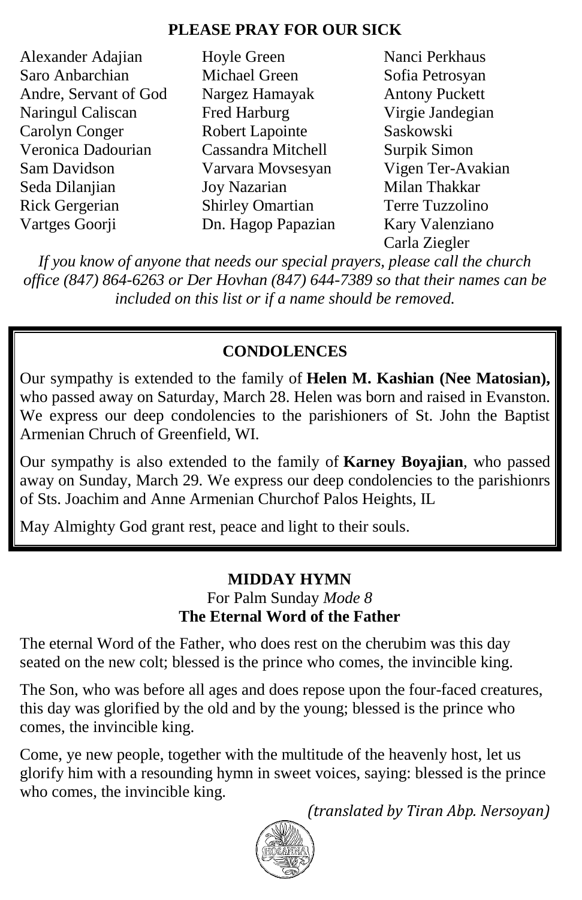## PLEASE PRAY FOR OUR SICK

Alexander Adajian
Saro Anbarchian
Andre, Servant of God
Naringul Caliscan
Carolyn Conger
Veronica Dadourian
Sam Davidson
Seda Dilanjian
Rick Gergerian
Vartges Goorji
Hoyle Green
Michael Green
Nargez Hamayak
Fred Harburg
Robert Lapointe
Cassandra Mitchell
Varvara Movsesyan
Joy Nazarian
Shirley Omartian
Dn. Hagop Papazian
Nanci Perkhaus
Sofia Petrosyan
Antony Puckett
Virgie Jandegian
Saskowski
Surpik Simon
Vigen Ter-Avakian
Milan Thakkar
Terre Tuzzolino
Kary Valenziano
Carla Ziegler

*If you know of anyone that needs our special prayers, please call the church office (847) 864-6263 or Der Hovhan (847) 644-7389 so that their names can be included on this list or if a name should be removed.*

## CONDOLENCES

Our sympathy is extended to the family of **Helen M. Kashian (Nee Matosian),** who passed away on Saturday, March 28. Helen was born and raised in Evanston. We express our deep condolencies to the parishioners of St. John the Baptist Armenian Chruch of Greenfield, WI.

Our sympathy is also extended to the family of **Karney Boyajian**, who passed away on Sunday, March 29. We express our deep condolencies to the parishionrs of Sts. Joachim and Anne Armenian Churchof Palos Heights, IL

May Almighty God grant rest, peace and light to their souls.

## MIDDAY HYMN

For Palm Sunday *Mode 8*

**The Eternal Word of the Father**

The eternal Word of the Father, who does rest on the cherubim was this day seated on the new colt; blessed is the prince who comes, the invincible king.

The Son, who was before all ages and does repose upon the four-faced creatures, this day was glorified by the old and by the young; blessed is the prince who comes, the invincible king.

Come, ye new people, together with the multitude of the heavenly host, let us glorify him with a resounding hymn in sweet voices, saying: blessed is the prince who comes, the invincible king.

*(translated by Tiran Abp. Nersoyan)*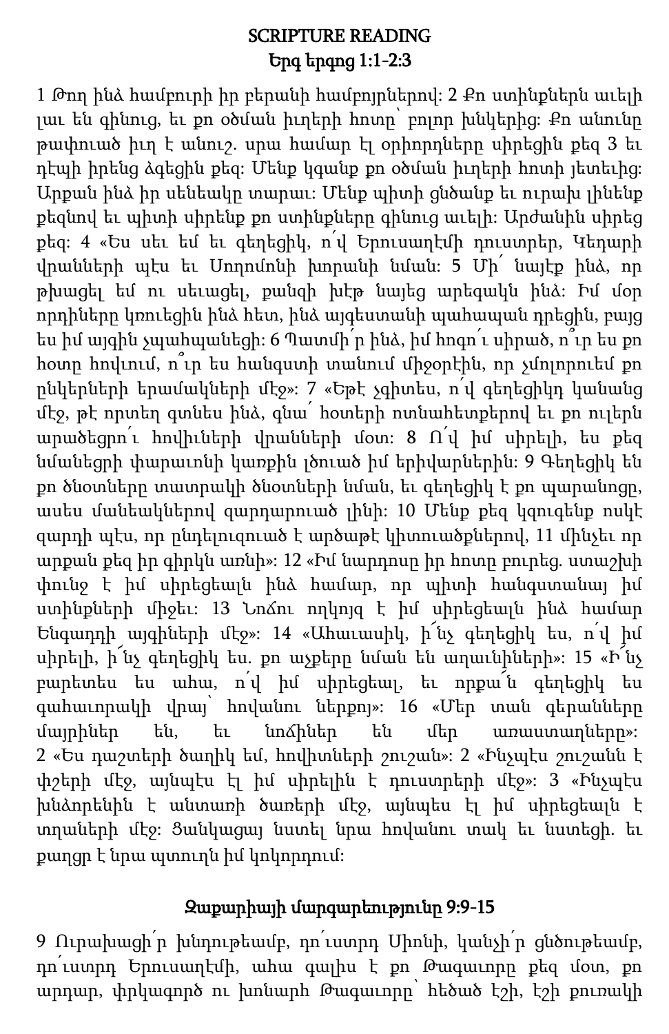## SCRIPTURE READING

## Երգ երգոց 1:1-2:3

1 Թող ինձ համբուրի իր բերանի համբոյրներով: 2 Քո ստինքներն աւելի լաւ են գինուց, եւ քո օծման իւղերի հոտը՝ բոլոր խնկերից: Քո անունը թափուած իւղ է անուշ. սրա համար էլ օրիորդները սիրեցին քեզ 3 եւ դէպի իրենց ձգեցին քեզ: Մենք կգանք քո օծման իւղերի հոտի յետեւից: Արքան ինձ իր սենեակը տարաւ: Մենք պիտի ցնծանք եւ ուրախ լինենք քեզնով եւ պիտի սիրենք քո ստինքները գինուց աւելի: Արժանին սիրեց քեզ: 4 «Ես սեւ եմ եւ գեղեցիկ, ո՜վ Երուսաղէմի դուստրեր, Կեդարի վրանների պէս եւ Սողոմոնի խորանի նման: 5 Մի՜ նայէք ինձ, որ թխացել եմ ու սեւացել, քանզի խէթ նայեց արեգակն ինձ: Իմ մօր որդիները կռուեցին ինձ հետ, ինձ այգեստանի պահապան դրեցին, բայց ես իմ այգին չպահպանեցի: 6 Պատմի՛ր ինձ, իմ հոգո՛ւ սիրած, ո՞ւր ես քո հոտը հովւում, ո՞ւր ես հանգստի տանում միջօրէին, որ չմոլորուեմ քո ընկերների երամակների մէջ»: 7 «Եթէ չգիտես, ո՜վ գեղեցիկդ կանանց մէջ, թէ որտեղ գտնես ինձ, գնա՛ հօտերի ոտնահետքերով եւ քո ուլերն արածեցրո՛ւ հովիւների վրանների մօտ: 8 Ո՜վ իմ սիրելի, ես քեզ նմանեցրի փարաւոնի կառքին լծուած իմ երիվարներին: 9 Գեղեցիկ են քո ծնօտները տատրակի ծնօտների նման, եւ գեղեցիկ է քո պարանոցը, ասես մանեակներով զարդարուած լինի: 10 Մենք քեզ կզուգենք ոսկէ զարդի պէս, որ ընդելուզուած է արծաթէ կիտուածքներով, 11 մինչեւ որ արքան քեզ իր գիրկն առնի»: 12 «Իմ նարդոսը իր հոտը բուրեց. ստաշխի փունջ է իմ սիրեցեալն ինձ համար, որ պիտի հանգստանայ իմ ստինքների միջեւ: 13 Նոճու ողկոյզ է իմ սիրեցեալն ինձ համար Ենգադդի այգիների մէջ»: 14 «Ահաւասիկ, ի՜նչ գեղեցիկ ես, ո՜վ իմ սիրելի, ի՜նչ գեղեցիկ ես. քո աչքերը նման են աղաւնիների»: 15 «Ի՜նչ բարետես ես ահա, ո՜վ իմ սիրեցեալ, եւ որքա՜ն գեղեցիկ ես գահաւորակի վրայ՝ հովանու ներքոյ»: 16 «Մեր տան գերանները մայրիներ են, եւ նոճիներ են մեր առաստաղները»: 2 «Ես դաշտերի ծաղիկ եմ, հովիտների շուշան»: 2 «Ինչպէս շուշանն է փշերի մէջ, այնպէս էլ իմ սիրելին է դուստրերի մէջ»: 3 «Ինչպէս խնձորենին է անտառի ծառերի մէջ, այնպէս էլ իմ սիրեցեալն է տղաների մէջ: Ցանկացայ նստել նրա հովանու տակ եւ նստեցի. եւ քաղցր է նրա պտուղն իմ կոկորդում:

## Զաքարիայի մարգարեությունը 9:9-15

9 Ուրախացի՛ր խնդութեամբ, դո՛ւստրդ Սիոնի, կանչի՛ր ցնծութեամբ, դո՛ւստրդ Երուսաղէմի, ահա գալիս է քո Թագաւորը քեզ մօտ, քո արդար, փրկագործ ու խոնարհ Թագաւորը՝ հեծած էշի, էշի քուռակի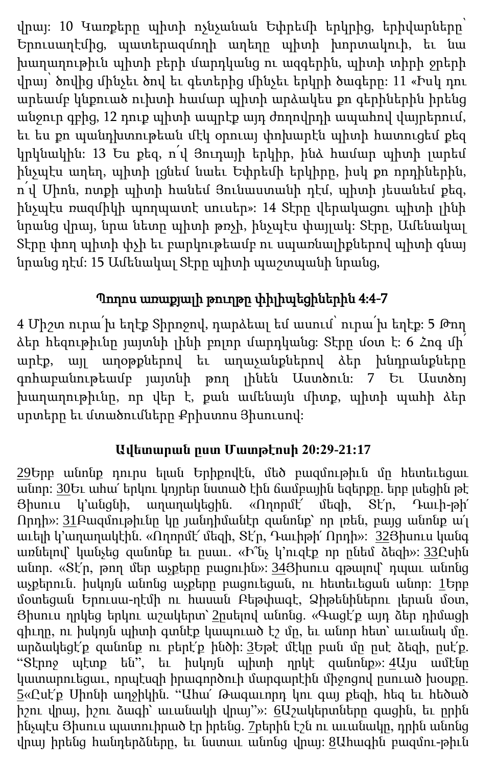վրայ: 10 Կառքերը պիտի ոչնչանան Եփրեմի երկրից, երիվարները՝ Երուսաղէմից, պատերազմողի աղեղը պիտի խորտակուի, եւ նա խաղաղութիւն պիտի բերի մարդկանց ու ազգերին, պիտի տիրի ջրերի վրայ՝ ծովից մինչեւ ծով եւ գետերից մինչեւ երկրի ծագերը: 11 «Իսկ դու արեամբ կնքուած ուխտի համար պիտի արձակես քո գերիներին իրենց անջուր գբից, 12 դուք պիտի ապրէք այդ ժողովրդի ապահով վայրերում, եւ ես քո պանդխտութեան մէկ օրուայ փոխարէն պիտի հատուցեմ քեզ կրկնակին: 13 Ես քեզ, ո՛վ Յուդայի երկիր, ինձ համար պիտի լարեմ ինչպէս աղեղ, պիտի լցնեմ նաեւ Եփրեմի երկիրը, իսկ քո որդիներին, ո՛վ Սիոն, ոտքի պիտի հանեմ Յունաստանի դէմ, պիտի յեսանեմ քեզ, ինչպէս ռազմիկի պողպատէ սուսեր»: 14 Տէրը վերակացու պիտի լինի նրանց վրայ, նրա նետը պիտի թռչի, ինչպէս փայլակ: Տէրը, Ամենակալ Տէրը փող պիտի փչի եւ բարկութեամբ ու սպառնալիքներով պիտի գնայ նրանց դէմ: 15 Ամենակալ Տէրը պիտի պաշտպանի նրանց,

## Պողոս առաքյալի թուղթը փիլիպեցիներին 4:4-7

4 Միշտ ուրա՛խ եղէք Տիրոջով, դարձեալ եմ ասում՝ ուրա՛խ եղէք: 5 Թող ձեր հեզութիւնը յայտնի լինի բոլոր մարդկանց: Տէրը մօտ է: 6 Հոգ մի՛ արէք, այլ աղօթքներով եւ աղաչանքներով ձեր խնդրանքները գոհաբանութեամբ յայտնի թող լինեն Աստծուն: 7 Եւ Աստծոյ խաղաղութիւնը, որ վեր է, քան ամենայն միտք, պիտի պահի ձեր սրտերը եւ մտածումները Քրիստոս Յիսուսով:

## Ավետարան ըստ Մատթէոսի 20:29-21:17

29Երբ անոնք դուրս ելան Երիքովէն, մեծ բազմութիւն մը հետեւեցաւ անոր: 30Եւ ահա՛ երկու կոյրեր նստած էին ճամբային եզերքը. երբ լսեցին թէ Յիսուս կ'անցնի, աղաղակեցին. «Ողորմէ՛ մեզի, Տէ՛ր, Դաւի-թի՛ Որդի»: 31Բազմութիւնը կը յանդիմանէր զանոնք՝ որ լռեն, բայց անոնք ա՛լ աւելի կ'աղաղակէին. «Ողորմէ՛ մեզի, Տէ՛ր, Դաւիթի՛ Որդի»: 32Յիսուս կանգ առնելով՝ կանչեց զանոնք եւ ըսաւ. «Ի՞նչ կ'ուզէք որ ընեմ ձեզի»: 33Ըսին անոր. «Տէ՛ր, թող մեր աչքերը բացուին»: 34Յիսուս գթալով՝ դպաւ անոնց աչքերուն. իսկոյն անոնց աչքերը բացուեցան, ու հետեւեցան անոր: 1Երբ մօտեցան Երուսա-ղէմի ու հասան Բեթփագէ, Ձիթենիներու լերան մօտ, Յիսուս ղրկեց երկու աշակերտ՝ 2ըսելով անոնց. «Գացէ՛ք այդ ձեր դիմացի գիւղը, ու իսկոյն պիտի գտնէք կապուած էշ մը, եւ անոր հետ՝ աւանակ մը. արձակեցէ՛ք զանոնք ու բերէ՛ք ինծի: 3Եթէ մէկը բան մը ըսէ ձեզի, ըսէ՛ք. "Տէրոջ պէտք են", եւ իսկոյն պիտի ղրկէ զանոնք»: 4Այս ամէնը կատարուեցաւ, որպէսզի իրագործուի մարգարէին միջոցով ըսուած խօսքը. 5«Ըսէ՛ք Սիոնի աղջիկին. "Ահա՛ Թագաւորդ կու գայ քեզի, հեզ եւ հեծած իշու վրայ, իշու ձագի՝ աւանակի վրայ"»: 6Աշակերտները գացին, եւ ըրին ինչպէս Յիսուս պատուիրած էր իրենց. 7բերին էշն ու աւանակը, դրին անոնց վրայ իրենց հանդերձները, եւ նստաւ անոնց վրայ: 8Ահագին բազմու-թիւն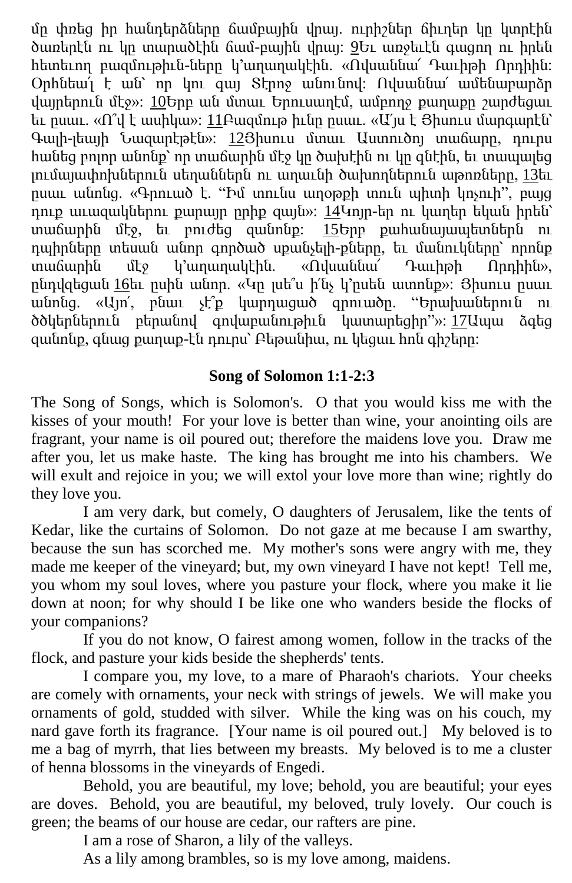մը փռեց իր հանդերձները ճամբային վրայ. ուրիշներ ճիւղեր կը կտրէին ծառերէն ու կը տարածէին ճամ-բային վրայ: 9Եւ առջեւէն գացող ու իրեն հետեւող բազմութիւն-ները կ'աղաղակէին. «Ովսաննա՛ Դաւիթի Որդիին: Օրհնեա՜լ է ան՝ որ կու գայ Տէրոջ անունով: Ովսաննա՛ ամենաբարձր վայրերուն մէջ»: 10Երբ ան մտաւ Երուսաղէմ, ամբողջ քաղաքը շարժեցաւ եւ ըսաւ. «Ո՞վ է ասիկա»: 11Բազմութ իւնը ըսաւ. «Ա՛յս է Յիսուս մարգարէն՝ Գալի-լեայի Նազարէթէն»: 12Յիսուս մտաւ Աստուծոյ տաճարը, դուրս հանեց բոլոր անոնք՝ որ տաճարին մէջ կը ծախէին ու կը գնէին, եւ տապալեց լումայափոխներուն սեղաններն ու աղաւնի ծախողներուն աթոռները, 13եւ ըսաւ անոնց. «Գրուած է. "Իմ տունս աղօթքի տուն պիտի կոչուի", բայց դուք աւազակներու քարայր ըրիք զայն»: 14Կոյր-եր ու կաղեր եկան իրեն՝ տաճարին մէջ, եւ բուժեց զանոնք: 15Երբ քահանայապետներն ու դպիրները տեսան անոր գործած սքանչելի-քները, եւ մանուկները՝ որոնք տաճարին մէջ կ'աղաղակէին. «Ովսաննա՛ Դաւիթի Որդիին», ընդվզեցան 16եւ ըսին անոր. «Կը լսե՞ս ի՛նչ կ'ըսեն ատոնք»: Յիսուս ըսաւ անոնց. «Այո՛, բնաւ չէ՞ք կարդացած գրուածը. "Երախաներուն ու ծծկերներուն բերանով գովաբանութիւն կատարեցիր"»: 17Ապա ձգեց զանոնք, գնաց քաղաք-էն դուրս՝ Բեթանիա, ու կեցաւ հոն գիշերը:

**Song of Solomon 1:1-2:3**

The Song of Songs, which is Solomon's. O that you would kiss me with the kisses of your mouth! For your love is better than wine, your anointing oils are fragrant, your name is oil poured out; therefore the maidens love you. Draw me after you, let us make haste. The king has brought me into his chambers. We will exult and rejoice in you; we will extol your love more than wine; rightly do they love you.

I am very dark, but comely, O daughters of Jerusalem, like the tents of Kedar, like the curtains of Solomon. Do not gaze at me because I am swarthy, because the sun has scorched me. My mother's sons were angry with me, they made me keeper of the vineyard; but, my own vineyard I have not kept! Tell me, you whom my soul loves, where you pasture your flock, where you make it lie down at noon; for why should I be like one who wanders beside the flocks of your companions?

If you do not know, O fairest among women, follow in the tracks of the flock, and pasture your kids beside the shepherds' tents.

I compare you, my love, to a mare of Pharaoh's chariots. Your cheeks are comely with ornaments, your neck with strings of jewels. We will make you ornaments of gold, studded with silver. While the king was on his couch, my nard gave forth its fragrance. [Your name is oil poured out.] My beloved is to me a bag of myrrh, that lies between my breasts. My beloved is to me a cluster of henna blossoms in the vineyards of Engedi.

Behold, you are beautiful, my love; behold, you are beautiful; your eyes are doves. Behold, you are beautiful, my beloved, truly lovely. Our couch is green; the beams of our house are cedar, our rafters are pine.

I am a rose of Sharon, a lily of the valleys.

As a lily among brambles, so is my love among, maidens.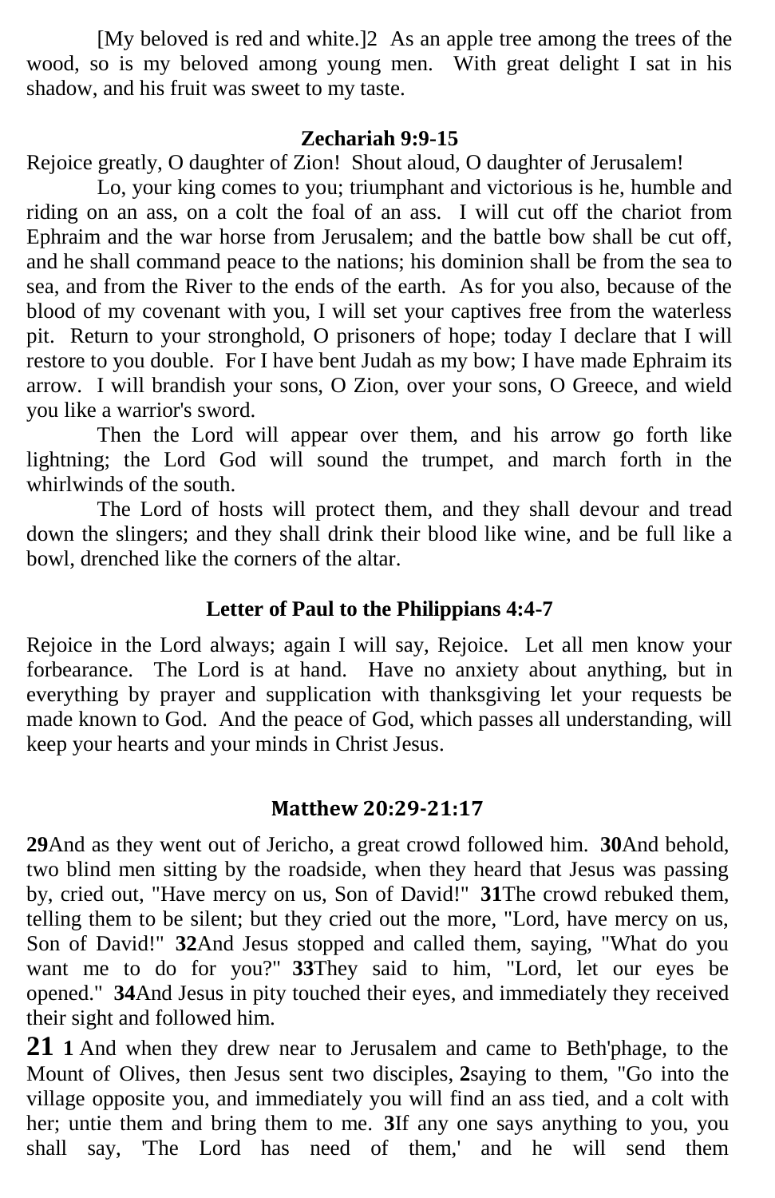[My beloved is red and white.]2 As an apple tree among the trees of the wood, so is my beloved among young men. With great delight I sat in his shadow, and his fruit was sweet to my taste.

### Zechariah 9:9-15

Rejoice greatly, O daughter of Zion! Shout aloud, O daughter of Jerusalem!

Lo, your king comes to you; triumphant and victorious is he, humble and riding on an ass, on a colt the foal of an ass. I will cut off the chariot from Ephraim and the war horse from Jerusalem; and the battle bow shall be cut off, and he shall command peace to the nations; his dominion shall be from the sea to sea, and from the River to the ends of the earth. As for you also, because of the blood of my covenant with you, I will set your captives free from the waterless pit. Return to your stronghold, O prisoners of hope; today I declare that I will restore to you double. For I have bent Judah as my bow; I have made Ephraim its arrow. I will brandish your sons, O Zion, over your sons, O Greece, and wield you like a warrior's sword.

Then the Lord will appear over them, and his arrow go forth like lightning; the Lord God will sound the trumpet, and march forth in the whirlwinds of the south.

The Lord of hosts will protect them, and they shall devour and tread down the slingers; and they shall drink their blood like wine, and be full like a bowl, drenched like the corners of the altar.

### Letter of Paul to the Philippians 4:4-7

Rejoice in the Lord always; again I will say, Rejoice. Let all men know your forbearance. The Lord is at hand. Have no anxiety about anything, but in everything by prayer and supplication with thanksgiving let your requests be made known to God. And the peace of God, which passes all understanding, will keep your hearts and your minds in Christ Jesus.

### Matthew 20:29-21:17

**29**And as they went out of Jericho, a great crowd followed him. **30**And behold, two blind men sitting by the roadside, when they heard that Jesus was passing by, cried out, "Have mercy on us, Son of David!" **31**The crowd rebuked them, telling them to be silent; but they cried out the more, "Lord, have mercy on us, Son of David!" **32**And Jesus stopped and called them, saying, "What do you want me to do for you?" **33**They said to him, "Lord, let our eyes be opened." **34**And Jesus in pity touched their eyes, and immediately they received their sight and followed him.

**21** **1** And when they drew near to Jerusalem and came to Beth'phage, to the Mount of Olives, then Jesus sent two disciples, **2**saying to them, "Go into the village opposite you, and immediately you will find an ass tied, and a colt with her; untie them and bring them to me. **3**If any one says anything to you, you shall say, 'The Lord has need of them,' and he will send them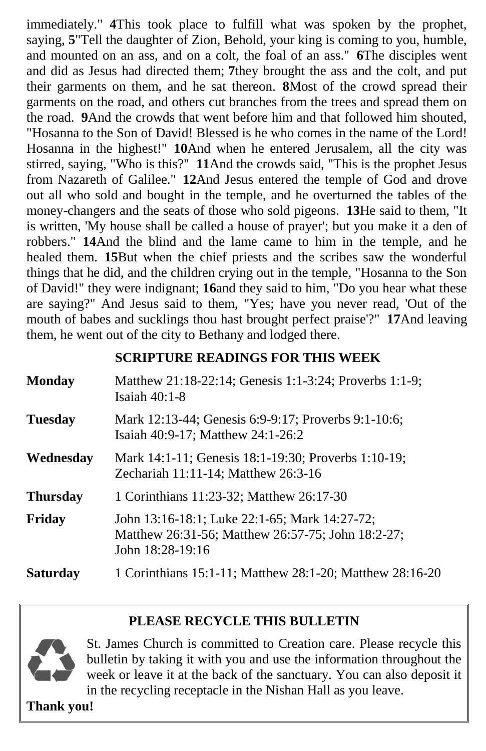immediately." **4**This took place to fulfill what was spoken by the prophet, saying, **5**"Tell the daughter of Zion, Behold, your king is coming to you, humble, and mounted on an ass, and on a colt, the foal of an ass." **6**The disciples went and did as Jesus had directed them; **7**they brought the ass and the colt, and put their garments on them, and he sat thereon. **8**Most of the crowd spread their garments on the road, and others cut branches from the trees and spread them on the road. **9**And the crowds that went before him and that followed him shouted, "Hosanna to the Son of David! Blessed is he who comes in the name of the Lord! Hosanna in the highest!" **10**And when he entered Jerusalem, all the city was stirred, saying, "Who is this?" **11**And the crowds said, "This is the prophet Jesus from Nazareth of Galilee." **12**And Jesus entered the temple of God and drove out all who sold and bought in the temple, and he overturned the tables of the money-changers and the seats of those who sold pigeons. **13**He said to them, "It is written, 'My house shall be called a house of prayer'; but you make it a den of robbers." **14**And the blind and the lame came to him in the temple, and he healed them. **15**But when the chief priests and the scribes saw the wonderful things that he did, and the children crying out in the temple, "Hosanna to the Son of David!" they were indignant; **16**and they said to him, "Do you hear what these are saying?" And Jesus said to them, "Yes; have you never read, 'Out of the mouth of babes and sucklings thou hast brought perfect praise'?" **17**And leaving them, he went out of the city to Bethany and lodged there.

## SCRIPTURE READINGS FOR THIS WEEK

| | |
|---|---|
| **Monday** | Matthew 21:18-22:14; Genesis 1:1-3:24; Proverbs 1:1-9; Isaiah 40:1-8 |
| **Tuesday** | Mark 12:13-44; Genesis 6:9-9:17; Proverbs 9:1-10:6; Isaiah 40:9-17; Matthew 24:1-26:2 |
| **Wednesday** | Mark 14:1-11; Genesis 18:1-19:30; Proverbs 1:10-19; Zechariah 11:11-14; Matthew 26:3-16 |
| **Thursday** | 1 Corinthians 11:23-32; Matthew 26:17-30 |
| **Friday** | John 13:16-18:1; Luke 22:1-65; Mark 14:27-72; Matthew 26:31-56; Matthew 26:57-75; John 18:2-27; John 18:28-19:16 |
| **Saturday** | 1 Corinthians 15:1-11; Matthew 28:1-20; Matthew 28:16-20 |

## PLEASE RECYCLE THIS BULLETIN

St. James Church is committed to Creation care. Please recycle this bulletin by taking it with you and use the information throughout the week or leave it at the back of the sanctuary. You can also deposit it in the recycling receptacle in the Nishan Hall as you leave.

**Thank you!**